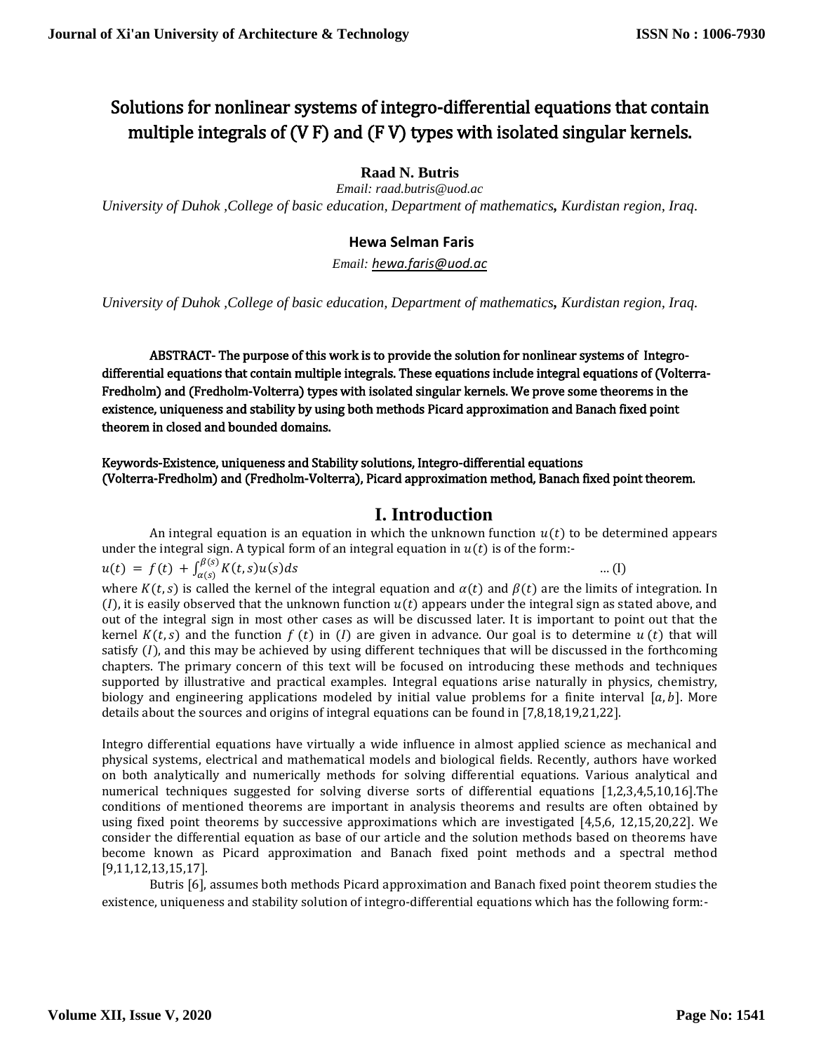# Solutions for nonlinear systems of integro-differential equations that contain multiple integrals of (V F) and (F V) types with isolated singular kernels.

**Raad N. Butris**

*Email: raad.butris@uod.ac*

*University of Duhok ,College of basic education, Department of mathematics, Kurdistan region, Iraq.*

**Hewa Selman Faris**

*Email: hewa.faris@uod.ac*

*University of Duhok ,College of basic education, Department of mathematics, Kurdistan region, Iraq.*

ABSTRACT- The purpose of this work is to provide the solution for nonlinear systems of Integro-differential equations that contain multiple integrals. These equations include integral equations of (Volterra-Fredholm) and (Fredholm-Volterra) types with isolated singular kernels. We prove some theorems in the existence, uniqueness and stability by using both methods Picard approximation and Banach fixed point theorem in closed and bounded domains.

Keywords-Existence, uniqueness and Stability solutions, Integro-differential equations (Volterra-Fredholm) and (Fredholm-Volterra), Picard approximation method, Banach fixed point theorem.

## I. Introduction

An integral equation is an equation in which the unknown function $u(t)$ to be determined appears under the integral sign. A typical form of an integral equation in $u(t)$ is of the form:-

$$u(t) = f(t) + \int_{\alpha(s)}^{\beta(s)} K(t,s)u(s)ds \qquad \dots (I)$$

where $K(t,s)$ is called the kernel of the integral equation and $\alpha(t)$ and $\beta(t)$ are the limits of integration. In $(I)$, it is easily observed that the unknown function $u(t)$ appears under the integral sign as stated above, and out of the integral sign in most other cases as will be discussed later. It is important to point out that the kernel $K(t,s)$ and the function $f(t)$ in $(I)$ are given in advance. Our goal is to determine $u(t)$ that will satisfy $(I)$, and this may be achieved by using different techniques that will be discussed in the forthcoming chapters. The primary concern of this text will be focused on introducing these methods and techniques supported by illustrative and practical examples. Integral equations arise naturally in physics, chemistry, biology and engineering applications modeled by initial value problems for a finite interval $[a,b]$. More details about the sources and origins of integral equations can be found in [7,8,18,19,21,22].

Integro differential equations have virtually a wide influence in almost applied science as mechanical and physical systems, electrical and mathematical models and biological fields. Recently, authors have worked on both analytically and numerically methods for solving differential equations. Various analytical and numerical techniques suggested for solving diverse sorts of differential equations [1,2,3,4,5,10,16].The conditions of mentioned theorems are important in analysis theorems and results are often obtained by using fixed point theorems by successive approximations which are investigated [4,5,6, 12,15,20,22]. We consider the differential equation as base of our article and the solution methods based on theorems have become known as Picard approximation and Banach fixed point methods and a spectral method [9,11,12,13,15,17].

Butris [6], assumes both methods Picard approximation and Banach fixed point theorem studies the existence, uniqueness and stability solution of integro-differential equations which has the following form:-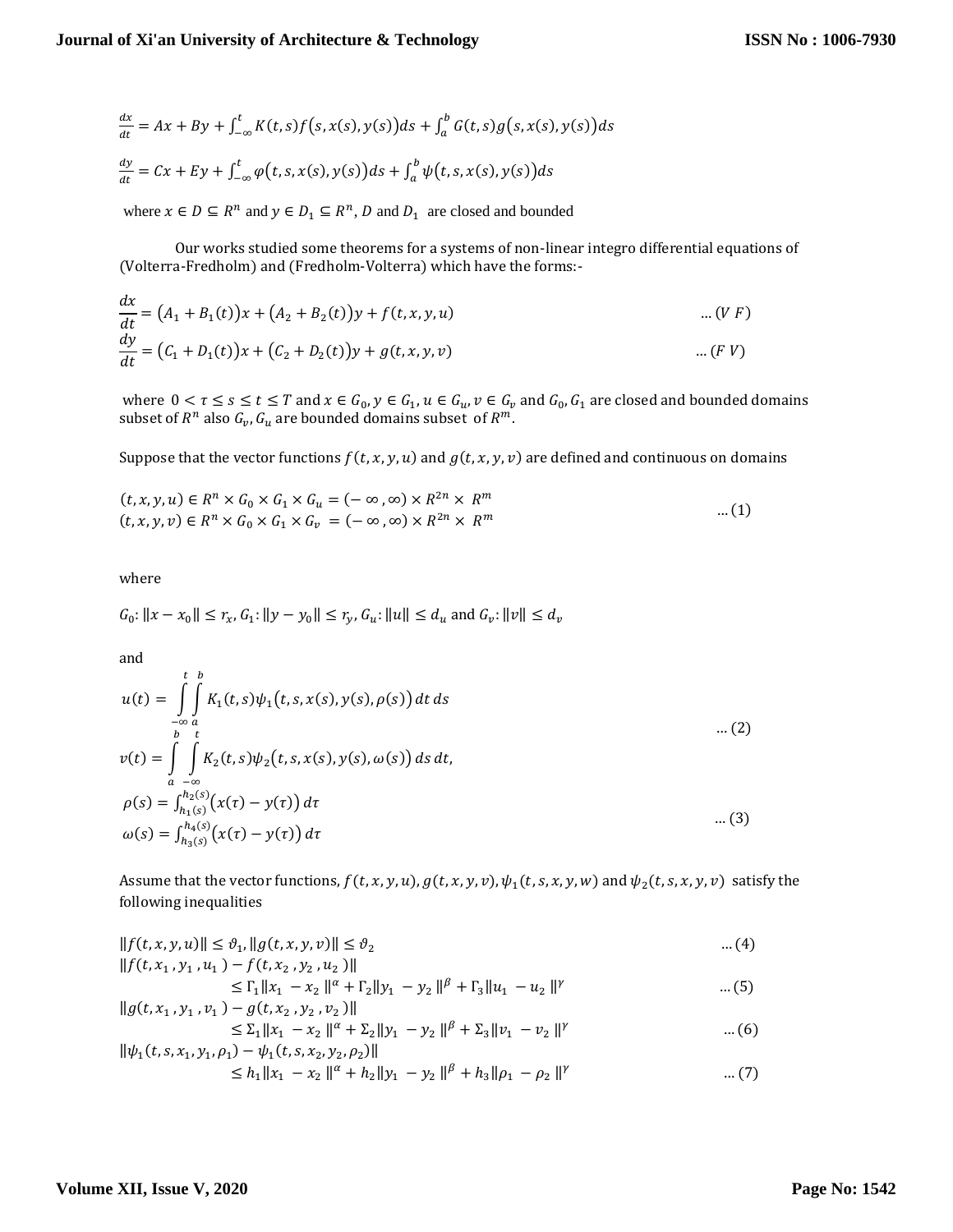$$\frac{dx}{dt} = Ax + By + \int_{-\infty}^{t} K(t,s) f\big(s, x(s), y(s)\big) ds + \int_{a}^{b} G(t,s) g\big(s, x(s), y(s)\big) ds$$

$$\frac{dy}{dt} = Cx + Ey + \int_{-\infty}^{t} \varphi\big(t, s, x(s), y(s)\big) ds + \int_{a}^{b} \psi\big(t, s, x(s), y(s)\big) ds$$

where $x \in D \subseteq R^n$ and $y \in D_1 \subseteq R^n$, $D$ and $D_1$ are closed and bounded

Our works studied some theorems for a systems of non-linear integro differential equations of (Volterra-Fredholm) and (Fredholm-Volterra) which have the forms:-

$$\frac{dx}{dt} = \big(A_1 + B_1(t)\big)x + \big(A_2 + B_2(t)\big)y + f(t, x, y, u) \qquad \dots (V\ F)$$

$$\frac{dy}{dt} = \big(C_1 + D_1(t)\big)x + \big(C_2 + D_2(t)\big)y + g(t, x, y, v) \qquad \dots (F\ V)$$

where $0 < \tau \leq s \leq t \leq T$ and $x \in G_0, y \in G_1, u \in G_u, v \in G_v$ and $G_0, G_1$ are closed and bounded domains subset of $R^n$ also $G_v, G_u$ are bounded domains subset of $R^m$.

Suppose that the vector functions $f(t, x, y, u)$ and $g(t, x, y, v)$ are defined and continuous on domains

$$\begin{aligned} (t, x, y, u) &\in R^n \times G_0 \times G_1 \times G_u = (-\infty, \infty) \times R^{2n} \times R^m \\ (t, x, y, v) &\in R^n \times G_0 \times G_1 \times G_v = (-\infty, \infty) \times R^{2n} \times R^m \end{aligned} \qquad \dots (1)$$

where

$G_0 : \|x - x_0\| \leq r_x$, $G_1 : \|y - y_0\| \leq r_y$, $G_u : \|u\| \leq d_u$ and $G_v : \|v\| \leq d_v$

and

$$\begin{aligned} u(t) &= \int_{-\infty}^{t} \int_{a}^{b} K_1(t,s) \psi_1\big(t, s, x(s), y(s), \rho(s)\big)\, dt\, ds \\ v(t) &= \int_{a}^{b} \int_{-\infty}^{t} K_2(t,s) \psi_2\big(t, s, x(s), y(s), \omega(s)\big)\, ds\, dt, \end{aligned} \qquad \dots (2)$$

$$\begin{aligned} \rho(s) &= \int_{h_1(s)}^{h_2(s)} \big(x(\tau) - y(\tau)\big)\, d\tau \\ \omega(s) &= \int_{h_3(s)}^{h_4(s)} \big(x(\tau) - y(\tau)\big)\, d\tau \end{aligned} \qquad \dots (3)$$

Assume that the vector functions, $f(t, x, y, u), g(t, x, y, v), \psi_1(t, s, x, y, w)$ and $\psi_2(t, s, x, y, v)$ satisfy the following inequalities

$$\|f(t, x, y, u)\| \leq \vartheta_1, \|g(t, x, y, v)\| \leq \vartheta_2 \qquad \dots (4)$$

$$\|f(t, x_1, y_1, u_1) - f(t, x_2, y_2, u_2)\| \leq \Gamma_1 \|x_1 - x_2\|^{\alpha} + \Gamma_2 \|y_1 - y_2\|^{\beta} + \Gamma_3 \|u_1 - u_2\|^{\gamma} \qquad \dots (5)$$

$$\|g(t, x_1, y_1, v_1) - g(t, x_2, y_2, v_2)\| \leq \Sigma_1 \|x_1 - x_2\|^{\alpha} + \Sigma_2 \|y_1 - y_2\|^{\beta} + \Sigma_3 \|v_1 - v_2\|^{\gamma} \qquad \dots (6)$$

$$\|\psi_1(t, s, x_1, y_1, \rho_1) - \psi_1(t, s, x_2, y_2, \rho_2)\| \leq h_1 \|x_1 - x_2\|^{\alpha} + h_2 \|y_1 - y_2\|^{\beta} + h_3 \|\rho_1 - \rho_2\|^{\gamma} \qquad \dots (7)$$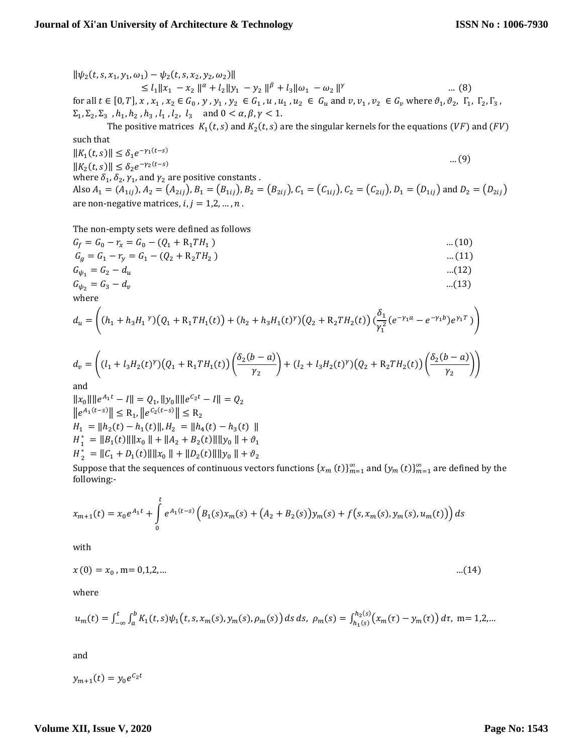$$\|\psi_2(t,s,x_1,y_1,\omega_1)-\psi_2(t,s,x_2,y_2,\omega_2)\| \leq l_1\|x_1-x_2\|^{\alpha}+l_2\|y_1-y_2\|^{\beta}+l_3\|\omega_1-\omega_2\|^{\gamma} \quad \dots (8)$$

for all $t\in[0,T]$, $x, x_1, x_2 \in G_0$, $y, y_1, y_2 \in G_1$, $u, u_1, u_2 \in G_u$ and $v, v_1, v_2 \in G_v$ where $\vartheta_1, \vartheta_2$, $\Gamma_1, \Gamma_2, \Gamma_3$, $\Sigma_1, \Sigma_2, \Sigma_3$, $h_1, h_2, h_3, l_1, l_2, l_3$ and $0<\alpha,\beta,\gamma<1$.

The positive matrices $K_1(t,s)$ and $K_2(t,s)$ are the singular kernels for the equations $(VF)$ and $(FV)$ such that

$$\|K_1(t,s)\| \leq \delta_1 e^{-\gamma_1(t-s)}$$
$$\|K_2(t,s)\| \leq \delta_2 e^{-\gamma_2(t-s)} \quad \dots (9)$$

where $\delta_1, \delta_2, \gamma_1$, and $\gamma_2$ are positive constants .

Also $A_1=(A_{1ij})$, $A_2=(A_{2ij})$, $B_1=(B_{1ij})$, $B_2=(B_{2ij})$, $C_1=(C_{1ij})$, $C_2=(C_{2ij})$, $D_1=(D_{1ij})$ and $D_2=(D_{2ij})$ are non-negative matrices, $i,j=1,2,\dots,n$ .

The non-empty sets were defined as follows

$$G_f = G_0 - r_x = G_0 - (Q_1 + R_1 T H_1) \quad \dots (10)$$
$$G_g = G_1 - r_y = G_1 - (Q_2 + R_2 T H_2) \quad \dots (11)$$
$$G_{\psi_1} = G_2 - d_u \quad \dots (12)$$
$$G_{\psi_2} = G_3 - d_v \quad \dots (13)$$

where

$$d_u = \left( (h_1 + h_3 H_1{}^{\gamma})(Q_1 + R_1 T H_1(t)) + (h_2 + h_3 H_1(t)^{\gamma})(Q_2 + R_2 T H_2(t)) \left(\frac{\delta_1}{\gamma_1^2}(e^{-\gamma_1 a} - e^{-\gamma_1 b}) e^{\gamma_1 T}\right) \right)$$

$$d_v = \left( (l_1 + l_3 H_2(t)^{\gamma})(Q_1 + R_1 T H_1(t)) \left(\frac{\delta_2(b-a)}{\gamma_2}\right) + (l_2 + l_3 H_2(t)^{\gamma})(Q_2 + R_2 T H_2(t)) \left(\frac{\delta_2(b-a)}{\gamma_2}\right) \right)$$

and

$$\|x_0\|\|e^{A_1 t} - I\| = Q_1, \ \|y_0\|\|e^{C_2 t} - I\| = Q_2$$
$$\|e^{A_1(t-s)}\| \leq R_1, \ \|e^{C_2(t-s)}\| \leq R_2$$
$$H_1 = \|h_2(t) - h_1(t)\|, \ H_2 = \|h_4(t) - h_3(t)\|$$
$$H_1^* = \|B_1(t)\|\|x_0\| + \|A_2 + B_2(t)\|\|y_0\| + \vartheta_1$$
$$H_2^* = \|C_1 + D_1(t)\|\|x_0\| + \|D_2(t)\|\|y_0\| + \vartheta_2$$

Suppose that the sequences of continuous vectors functions $\{x_m(t)\}_{m=1}^{\infty}$ and $\{y_m(t)\}_{m=1}^{\infty}$ are defined by the following:-

$$x_{m+1}(t) = x_0 e^{A_1 t} + \int_0^t e^{A_1(t-s)} \Big( B_1(s) x_m(s) + (A_2 + B_2(s)) y_m(s) + f(s, x_m(s), y_m(s), u_m(t)) \Big) ds$$

with

$$x(0) = x_0, \ \text{m}=0,1,2,\dots \quad \dots (14)$$

where

$$u_m(t) = \int_{-\infty}^{t} \int_a^b K_1(t,s) \psi_1(t, s, x_m(s), y_m(s), \rho_m(s)) \, ds \, ds, \ \ \rho_m(s) = \int_{h_1(s)}^{h_2(s)} (x_m(\tau) - y_m(\tau)) \, d\tau, \ \text{m}=1,2,\dots$$

and

$$y_{m+1}(t) = y_0 e^{C_2 t}$$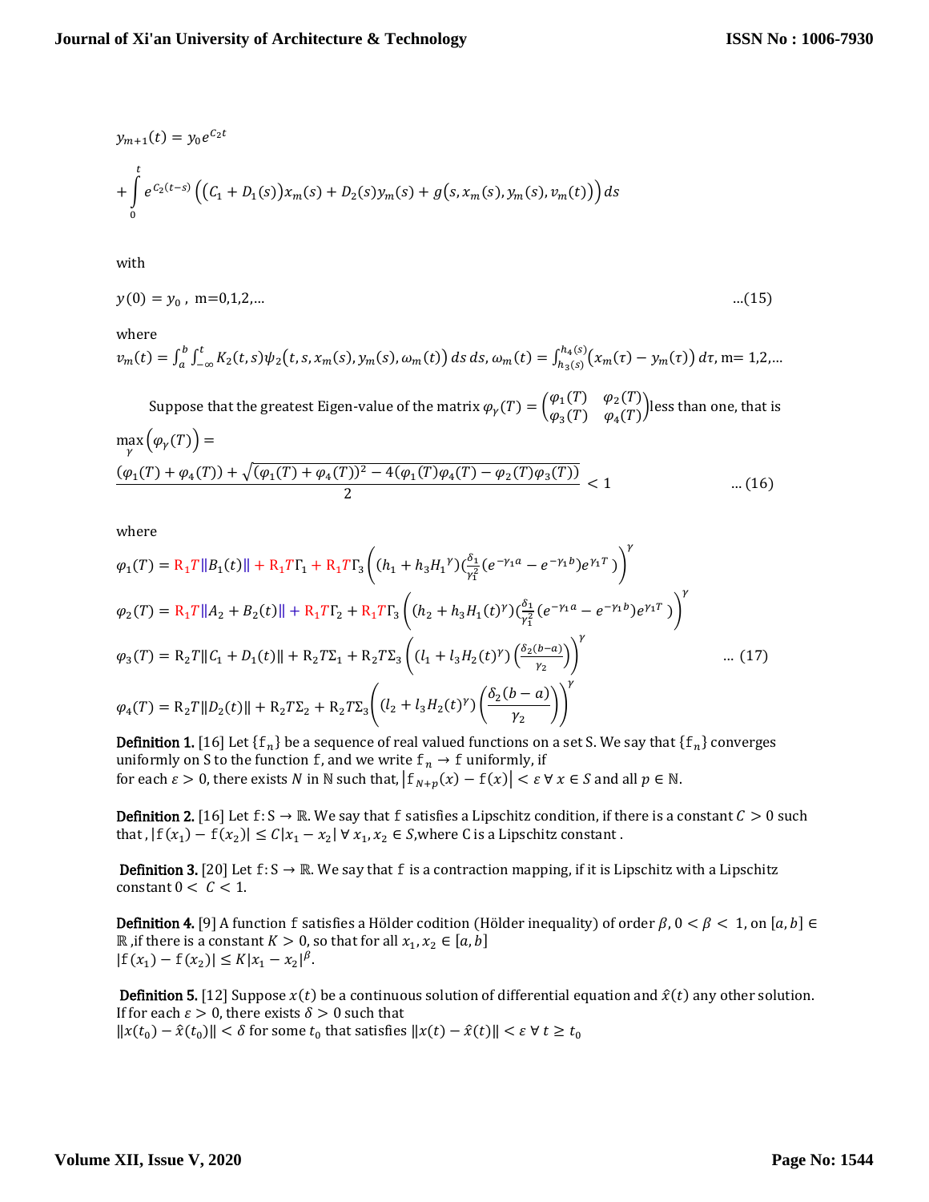$$y_{m+1}(t) = y_0 e^{C_2 t}$$

$$+ \int_0^t e^{C_2(t-s)} \left( \left( C_1 + D_1(s) \right) x_m(s) + D_2(s) y_m(s) + g\left(s, x_m(s), y_m(s), v_m(t)\right) \right) ds$$

with

$$y(0) = y_0\,, \text{ m=0,1,2,...} \qquad \text{...(15)}$$

where

$v_m(t) = \int_a^b \int_{-\infty}^t K_2(t,s)\psi_2\left(t,s,x_m(s),y_m(s),\omega_m(t)\right) ds\, ds$, $\omega_m(t) = \int_{h_3(s)}^{h_4(s)} \left(x_m(\tau) - y_m(\tau)\right) d\tau$, m= 1,2,...

Suppose that the greatest Eigen-value of the matrix $\varphi_\gamma(T) = \begin{pmatrix} \varphi_1(T) & \varphi_2(T) \\ \varphi_3(T) & \varphi_4(T) \end{pmatrix}$ less than one, that is

$$\max_\gamma \left( \varphi_\gamma(T) \right) = \frac{(\varphi_1(T) + \varphi_4(T)) + \sqrt{(\varphi_1(T) + \varphi_4(T))^2 - 4(\varphi_1(T)\varphi_4(T) - \varphi_2(T)\varphi_3(T))}}{2} < 1 \qquad \text{... (16)}$$

where

$$\varphi_1(T) = R_1 T \| B_1(t) \| + R_1 T \Gamma_1 + R_1 T \Gamma_3 \left( (h_1 + h_3 H_1{}^\gamma) \left( \frac{\delta_1}{\gamma_1^2} (e^{-\gamma_1 a} - e^{-\gamma_1 b}) e^{\gamma_1 T} \right) \right)^\gamma$$

$$\varphi_2(T) = R_1 T \| A_2 + B_2(t) \| + R_1 T \Gamma_2 + R_1 T \Gamma_3 \left( (h_2 + h_3 H_1(t)^\gamma) \left( \frac{\delta_1}{\gamma_1^2} (e^{-\gamma_1 a} - e^{-\gamma_1 b}) e^{\gamma_1 T} \right) \right)^\gamma$$

$$\varphi_3(T) = R_2 T \| C_1 + D_1(t) \| + R_2 T \Sigma_1 + R_2 T \Sigma_3 \left( (l_1 + l_3 H_2(t)^\gamma) \left( \frac{\delta_2 (b-a)}{\gamma_2} \right) \right)^\gamma \qquad \text{... (17)}$$

$$\varphi_4(T) = R_2 T \| D_2(t) \| + R_2 T \Sigma_2 + R_2 T \Sigma_3 \left( (l_2 + l_3 H_2(t)^\gamma) \left( \frac{\delta_2 (b-a)}{\gamma_2} \right) \right)^\gamma$$

**Definition 1.** [16] Let $\{f_n\}$ be a sequence of real valued functions on a set S. We say that $\{f_n\}$ converges uniformly on S to the function $f$, and we write $f_n \to f$ uniformly, if for each $\varepsilon > 0$, there exists $N$ in $\mathbb{N}$ such that, $\left| f_{N+p}(x) - f(x) \right| < \varepsilon \; \forall \, x \in S$ and all $p \in \mathbb{N}$.

**Definition 2.** [16] Let $f: S \to \mathbb{R}$. We say that $f$ satisfies a Lipschitz condition, if there is a constant $C > 0$ such that , $|f(x_1) - f(x_2)| \le C|x_1 - x_2| \; \forall \, x_1, x_2 \in S$,where C is a Lipschitz constant .

**Definition 3.** [20] Let $f: S \to \mathbb{R}$. We say that $f$ is a contraction mapping, if it is Lipschitz with a Lipschitz constant $0 < C < 1$.

**Definition 4.** [9] A function $f$ satisfies a Hölder codition (Hölder inequality) of order $\beta$, $0 < \beta < 1$, on $[a,b] \in \mathbb{R}$ ,if there is a constant $K > 0$, so that for all $x_1, x_2 \in [a,b]$
$|f(x_1) - f(x_2)| \le K|x_1 - x_2|^\beta$.

**Definition 5.** [12] Suppose $x(t)$ be a continuous solution of differential equation and $\hat{x}(t)$ any other solution. If for each $\varepsilon > 0$, there exists $\delta > 0$ such that
$\|x(t_0) - \hat{x}(t_0)\| < \delta$ for some $t_0$ that satisfies $\|x(t) - \hat{x}(t)\| < \varepsilon \; \forall \; t \ge t_0$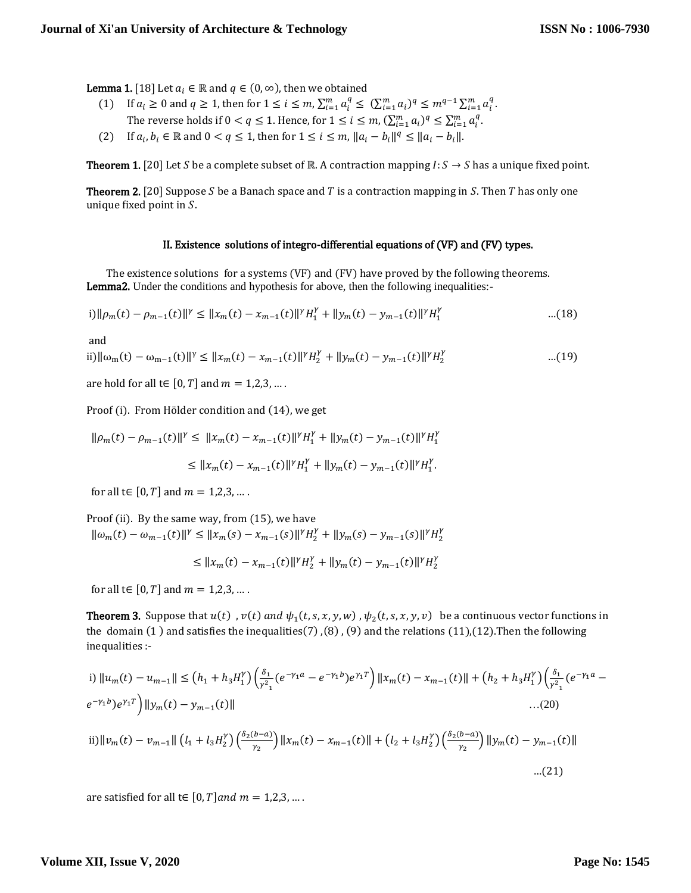**Lemma 1.** [18] Let $a_i \in \mathbb{R}$ and $q \in (0, \infty)$, then we obtained

(1) If $a_i \geq 0$ and $q \geq 1$, then for $1 \leq i \leq m$, $\sum_{i=1}^{m} a_i^q \leq (\sum_{i=1}^{m} a_i)^q \leq m^{q-1} \sum_{i=1}^{m} a_i^q$.
The reverse holds if $0 < q \leq 1$. Hence, for $1 \leq i \leq m$, $(\sum_{i=1}^{m} a_i)^q \leq \sum_{i=1}^{m} a_i^q$.

(2) If $a_i, b_i \in \mathbb{R}$ and $0 < q \leq 1$, then for $1 \leq i \leq m$, $\|a_i - b_i\|^q \leq \|a_i - b_i\|$.

**Theorem 1.** [20] Let $S$ be a complete subset of $\mathbb{R}$. A contraction mapping $I: S \to S$ has a unique fixed point.

**Theorem 2.** [20] Suppose $S$ be a Banach space and $T$ is a contraction mapping in $S$. Then $T$ has only one unique fixed point in $S$.

## II. Existence solutions of integro-differential equations of (VF) and (FV) types.

The existence solutions for a systems (VF) and (FV) have proved by the following theorems.

**Lemma2.** Under the conditions and hypothesis for above, then the following inequalities:-

$$\text{i)} \|\rho_m(t) - \rho_{m-1}(t)\|^\gamma \leq \|x_m(t) - x_{m-1}(t)\|^\gamma H_1^\gamma + \|y_m(t) - y_{m-1}(t)\|^\gamma H_1^\gamma \quad \ldots(18)$$

and

$$\text{ii)} \|\omega_m(t) - \omega_{m-1}(t)\|^\gamma \leq \|x_m(t) - x_{m-1}(t)\|^\gamma H_2^\gamma + \|y_m(t) - y_{m-1}(t)\|^\gamma H_2^\gamma \quad \ldots(19)$$

are hold for all $t \in [0, T]$ and $m = 1,2,3, \ldots$.

Proof (i). From Hölder condition and (14), we get

$$\|\rho_m(t) - \rho_{m-1}(t)\|^\gamma \leq \|x_m(t) - x_{m-1}(t)\|^\gamma H_1^\gamma + \|y_m(t) - y_{m-1}(t)\|^\gamma H_1^\gamma$$

$$\leq \|x_m(t) - x_{m-1}(t)\|^\gamma H_1^\gamma + \|y_m(t) - y_{m-1}(t)\|^\gamma H_1^\gamma.$$

for all $t \in [0, T]$ and $m = 1,2,3, \ldots$.

Proof (ii). By the same way, from (15), we have

$$\|\omega_m(t) - \omega_{m-1}(t)\|^\gamma \leq \|x_m(s) - x_{m-1}(s)\|^\gamma H_2^\gamma + \|y_m(s) - y_{m-1}(s)\|^\gamma H_2^\gamma$$

$$\leq \|x_m(t) - x_{m-1}(t)\|^\gamma H_2^\gamma + \|y_m(t) - y_{m-1}(t)\|^\gamma H_2^\gamma$$

for all $t \in [0, T]$ and $m = 1,2,3, \ldots$.

**Theorem 3.** Suppose that $u(t)$, $v(t)$ *and* $\psi_1(t, s, x, y, w)$, $\psi_2(t, s, x, y, v)$ be a continuous vector functions in the domain (1) and satisfies the inequalities(7), (8), (9) and the relations (11),(12). Then the following inequalities :-

$$\text{i)} \|u_m(t) - u_{m-1}\| \leq \left(h_1 + h_3 H_1^\gamma\right)\left(\frac{\delta_1}{\gamma_1^2}(e^{-\gamma_1 a} - e^{-\gamma_1 b})e^{\gamma_1 T}\right)\|x_m(t) - x_{m-1}(t)\| + \left(h_2 + h_3 H_1^\gamma\right)\left(\frac{\delta_1}{\gamma_1^2}(e^{-\gamma_1 a} - e^{-\gamma_1 b})e^{\gamma_1 T}\right)\|y_m(t) - y_{m-1}(t)\| \quad \ldots(20)$$

$$\text{ii)} \|v_m(t) - v_{m-1}\| \left(l_1 + l_3 H_2^\gamma\right)\left(\frac{\delta_2(b-a)}{\gamma_2}\right)\|x_m(t) - x_{m-1}(t)\| + \left(l_2 + l_3 H_2^\gamma\right)\left(\frac{\delta_2(b-a)}{\gamma_2}\right)\|y_m(t) - y_{m-1}(t)\| \quad \ldots(21)$$

are satisfied for all $t \in [0, T]$ *and* $m = 1,2,3, \ldots$.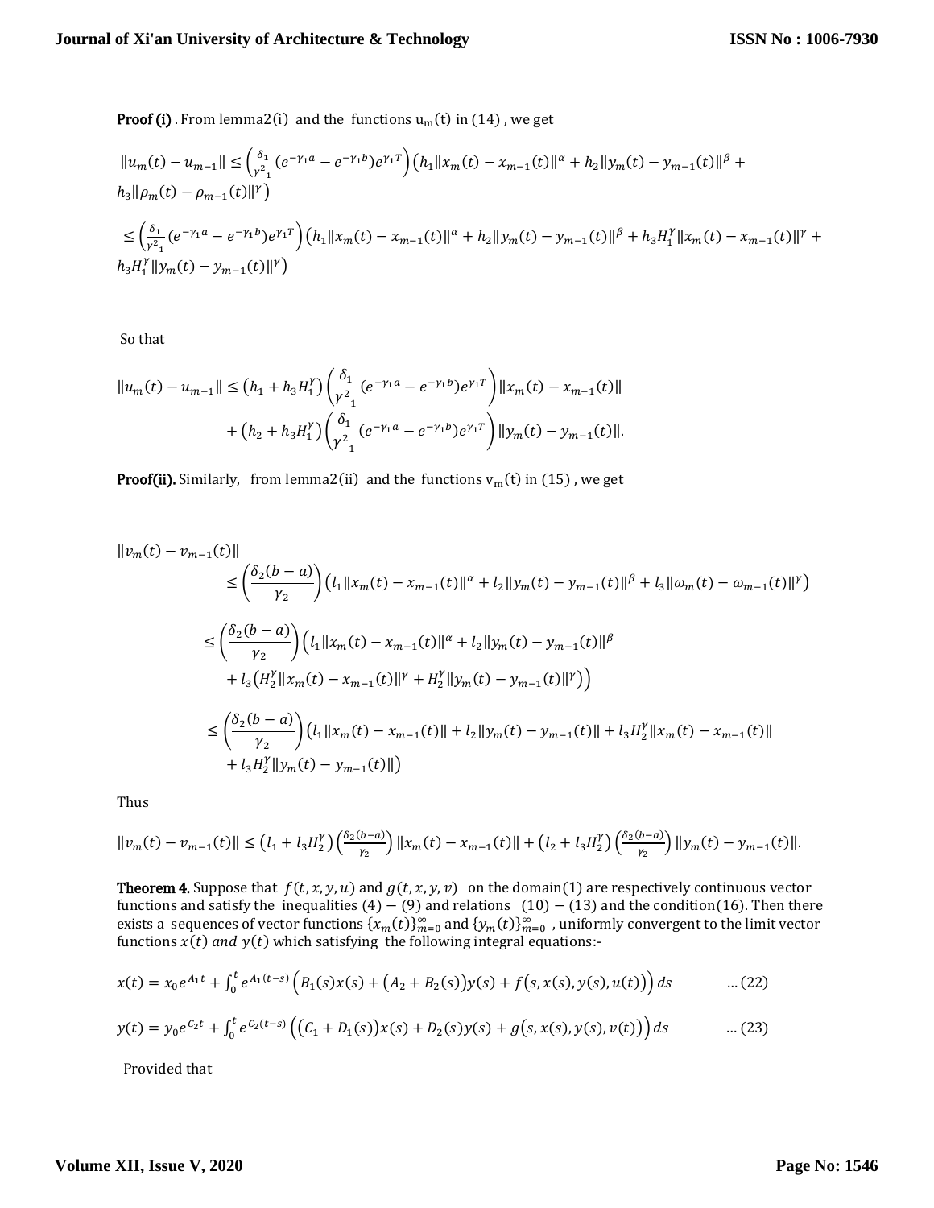**Proof (i)** . From lemma2(i) and the functions $u_m(t)$ in (14) , we get

$$\|u_m(t) - u_{m-1}\| \le \left(\frac{\delta_1}{\gamma^2_1}(e^{-\gamma_1 a} - e^{-\gamma_1 b})e^{\gamma_1 T}\right)\left(h_1\|x_m(t) - x_{m-1}(t)\|^{\alpha} + h_2\|y_m(t) - y_{m-1}(t)\|^{\beta} + h_3\|\rho_m(t) - \rho_{m-1}(t)\|^{\gamma}\right)$$

$$\le \left(\frac{\delta_1}{\gamma^2_1}(e^{-\gamma_1 a} - e^{-\gamma_1 b})e^{\gamma_1 T}\right)\left(h_1\|x_m(t) - x_{m-1}(t)\|^{\alpha} + h_2\|y_m(t) - y_{m-1}(t)\|^{\beta} + h_3 H_1^{\gamma}\|x_m(t) - x_{m-1}(t)\|^{\gamma} + h_3 H_1^{\gamma}\|y_m(t) - y_{m-1}(t)\|^{\gamma}\right)$$

So that

$$\|u_m(t) - u_{m-1}\| \le \left(h_1 + h_3 H_1^{\gamma}\right)\left(\frac{\delta_1}{\gamma^2_1}(e^{-\gamma_1 a} - e^{-\gamma_1 b})e^{\gamma_1 T}\right)\|x_m(t) - x_{m-1}(t)\| + \left(h_2 + h_3 H_1^{\gamma}\right)\left(\frac{\delta_1}{\gamma^2_1}(e^{-\gamma_1 a} - e^{-\gamma_1 b})e^{\gamma_1 T}\right)\|y_m(t) - y_{m-1}(t)\|.$$

**Proof(ii).** Similarly, from lemma2(ii) and the functions $v_m(t)$ in (15) , we get

$$\|v_m(t) - v_{m-1}(t)\| \le \left(\frac{\delta_2(b-a)}{\gamma_2}\right)\left(l_1\|x_m(t) - x_{m-1}(t)\|^{\alpha} + l_2\|y_m(t) - y_{m-1}(t)\|^{\beta} + l_3\|\omega_m(t) - \omega_{m-1}(t)\|^{\gamma}\right)$$

$$\le \left(\frac{\delta_2(b-a)}{\gamma_2}\right)\Big(l_1\|x_m(t) - x_{m-1}(t)\|^{\alpha} + l_2\|y_m(t) - y_{m-1}(t)\|^{\beta} + l_3\left(H_2^{\gamma}\|x_m(t) - x_{m-1}(t)\|^{\gamma} + H_2^{\gamma}\|y_m(t) - y_{m-1}(t)\|^{\gamma}\right)\Big)$$

$$\le \left(\frac{\delta_2(b-a)}{\gamma_2}\right)\left(l_1\|x_m(t) - x_{m-1}(t)\| + l_2\|y_m(t) - y_{m-1}(t)\| + l_3 H_2^{\gamma}\|x_m(t) - x_{m-1}(t)\| + l_3 H_2^{\gamma}\|y_m(t) - y_{m-1}(t)\|\right)$$

Thus

$$\|v_m(t) - v_{m-1}(t)\| \le \left(l_1 + l_3 H_2^{\gamma}\right)\left(\frac{\delta_2(b-a)}{\gamma_2}\right)\|x_m(t) - x_{m-1}(t)\| + \left(l_2 + l_3 H_2^{\gamma}\right)\left(\frac{\delta_2(b-a)}{\gamma_2}\right)\|y_m(t) - y_{m-1}(t)\|.$$

**Theorem 4.** Suppose that $f(t, x, y, u)$ and $g(t, x, y, v)$ on the domain(1) are respectively continuous vector functions and satisfy the inequalities (4) − (9) and relations (10) − (13) and the condition(16). Then there exists a sequences of vector functions $\{x_m(t)\}_{m=0}^{\infty}$ and $\{y_m(t)\}_{m=0}^{\infty}$ , uniformly convergent to the limit vector functions $x(t)$ *and* $y(t)$ which satisfying the following integral equations:-

$$x(t) = x_0 e^{A_1 t} + \int_0^t e^{A_1(t-s)}\Big(B_1(s)x(s) + \big(A_2 + B_2(s)\big)y(s) + f\big(s, x(s), y(s), u(t)\big)\Big)ds \qquad \dots(22)$$

$$y(t) = y_0 e^{C_2 t} + \int_0^t e^{C_2(t-s)}\Big(\big(C_1 + D_1(s)\big)x(s) + D_2(s)y(s) + g\big(s, x(s), y(s), v(t)\big)\Big)ds \qquad \dots(23)$$

Provided that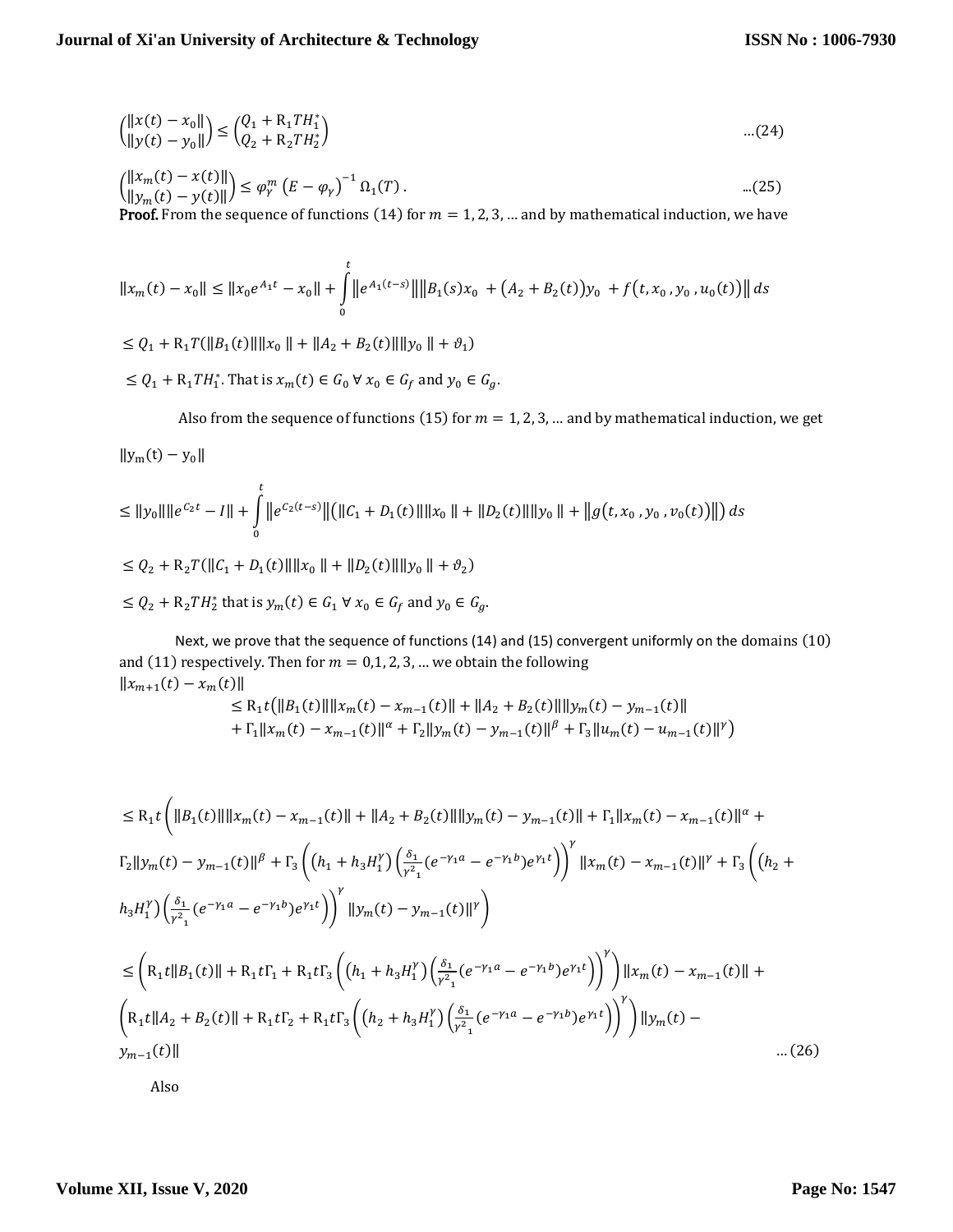$$\begin{pmatrix} \|x(t) - x_0\| \\ \|y(t) - y_0\| \end{pmatrix} \leq \begin{pmatrix} Q_1 + \mathrm{R}_1 T H_1^* \\ Q_2 + \mathrm{R}_2 T H_2^* \end{pmatrix} \qquad ...(24)$$

$$\begin{pmatrix} \|x_m(t) - x(t)\| \\ \|y_m(t) - y(t)\| \end{pmatrix} \leq \varphi_\gamma^m \left(E - \varphi_\gamma\right)^{-1} \Omega_1(T) \,. \qquad ...(25)$$

**Proof.** From the sequence of functions $(14)$ for $m = 1, 2, 3, \dots$ and by mathematical induction, we have

$$\|x_m(t) - x_0\| \leq \|x_0 e^{A_1 t} - x_0\| + \int_0^t \|e^{A_1(t-s)}\| \|B_1(s)x_0 + (A_2 + B_2(t))y_0 + f(t, x_0, y_0, u_0(t))\| \, ds$$

$$\leq Q_1 + \mathrm{R}_1 T (\|B_1(t)\| \|x_0\| + \|A_2 + B_2(t)\| \|y_0\| + \vartheta_1)$$

$\leq Q_1 + \mathrm{R}_1 T H_1^*$. That is $x_m(t) \in G_0 \ \forall \ x_0 \in G_f$ and $y_0 \in G_g$.

Also from the sequence of functions $(15)$ for $m = 1, 2, 3, \dots$ and by mathematical induction, we get

$\|y_m(t) - y_0\|$

$$\leq \|y_0\| \|e^{C_2 t} - I\| + \int_0^t \|e^{C_2(t-s)}\| \left(\|C_1 + D_1(t)\| \|x_0\| + \|D_2(t)\| \|y_0\| + \|g(t, x_0, y_0, v_0(t))\|\right) ds$$

$$\leq Q_2 + \mathrm{R}_2 T (\|C_1 + D_1(t)\| \|x_0\| + \|D_2(t)\| \|y_0\| + \vartheta_2)$$

$\leq Q_2 + \mathrm{R}_2 T H_2^*$ that is $y_m(t) \in G_1 \ \forall \ x_0 \in G_f$ and $y_0 \in G_g$.

Next, we prove that the sequence of functions (14) and (15) convergent uniformly on the domains $(10)$ and $(11)$ respectively. Then for $m = 0, 1, 2, 3, \dots$ we obtain the following

$$\|x_{m+1}(t) - x_m(t)\| \leq \mathrm{R}_1 t \big(\|B_1(t)\| \|x_m(t) - x_{m-1}(t)\| + \|A_2 + B_2(t)\| \|y_m(t) - y_{m-1}(t)\| + \Gamma_1 \|x_m(t) - x_{m-1}(t)\|^\alpha + \Gamma_2 \|y_m(t) - y_{m-1}(t)\|^\beta + \Gamma_3 \|u_m(t) - u_{m-1}(t)\|^\gamma\big)$$

$$\leq \mathrm{R}_1 t \Bigg( \|B_1(t)\| \|x_m(t) - x_{m-1}(t)\| + \|A_2 + B_2(t)\| \|y_m(t) - y_{m-1}(t)\| + \Gamma_1 \|x_m(t) - x_{m-1}(t)\|^\alpha + \Gamma_2 \|y_m(t) - y_{m-1}(t)\|^\beta + \Gamma_3 \left( \left(h_1 + h_3 H_1^\gamma\right) \left(\frac{\delta_1}{\gamma^2{}_1} (e^{-\gamma_1 a} - e^{-\gamma_1 b}) e^{\gamma_1 t}\right) \right)^\gamma \|x_m(t) - x_{m-1}(t)\|^\gamma + \Gamma_3 \left( \left(h_2 + h_3 H_1^\gamma\right) \left(\frac{\delta_1}{\gamma^2{}_1} (e^{-\gamma_1 a} - e^{-\gamma_1 b}) e^{\gamma_1 t}\right) \right)^\gamma \|y_m(t) - y_{m-1}(t)\|^\gamma \Bigg)$$

$$\leq \left( \mathrm{R}_1 t \|B_1(t)\| + \mathrm{R}_1 t \Gamma_1 + \mathrm{R}_1 t \Gamma_3 \left( \left(h_1 + h_3 H_1^\gamma\right) \left(\frac{\delta_1}{\gamma^2{}_1} (e^{-\gamma_1 a} - e^{-\gamma_1 b}) e^{\gamma_1 t}\right) \right)^\gamma \right) \|x_m(t) - x_{m-1}(t)\| + \left( \mathrm{R}_1 t \|A_2 + B_2(t)\| + \mathrm{R}_1 t \Gamma_2 + \mathrm{R}_1 t \Gamma_3 \left( \left(h_2 + h_3 H_1^\gamma\right) \left(\frac{\delta_1}{\gamma^2{}_1} (e^{-\gamma_1 a} - e^{-\gamma_1 b}) e^{\gamma_1 t}\right) \right)^\gamma \right) \|y_m(t) - y_{m-1}(t)\| \qquad ...(26)$$

Also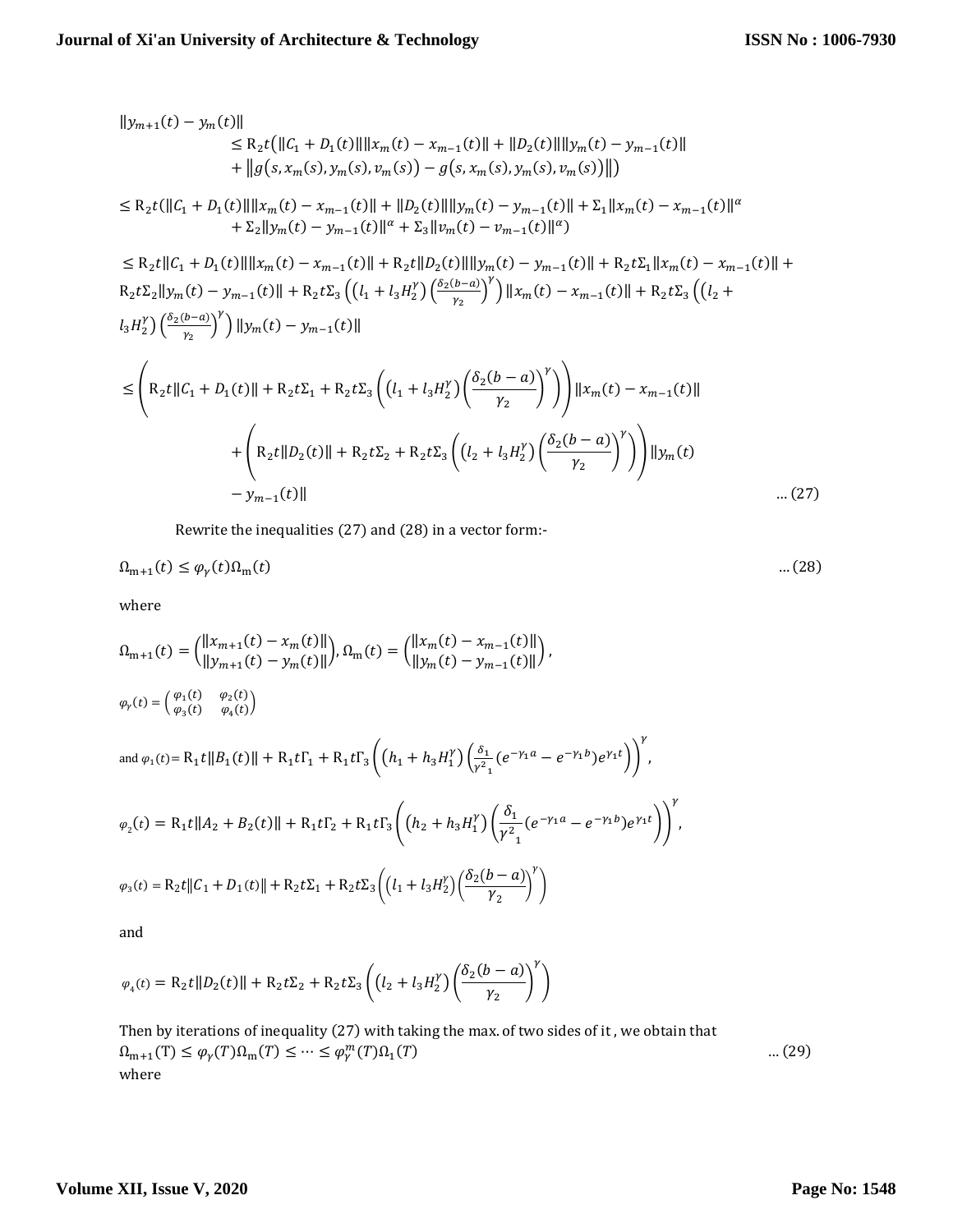$$
\begin{aligned}
&\|y_{m+1}(t) - y_m(t)\| \\
&\qquad \leq \mathrm{R}_2 t\big(\|C_1 + D_1(t)\|\|x_m(t) - x_{m-1}(t)\| + \|D_2(t)\|\|y_m(t) - y_{m-1}(t)\| \\
&\qquad\quad + \big\|g\big(s, x_m(s), y_m(s), v_m(s)\big) - g\big(s, x_m(s), y_m(s), v_m(s)\big)\big\|\big)
\end{aligned}
$$

$$
\begin{aligned}
&\leq \mathrm{R}_2 t(\|C_1 + D_1(t)\|\|x_m(t) - x_{m-1}(t)\| + \|D_2(t)\|\|y_m(t) - y_{m-1}(t)\| + \Sigma_1\|x_m(t) - x_{m-1}(t)\|^{\alpha} \\
&\qquad + \Sigma_2\|y_m(t) - y_{m-1}(t)\|^{\alpha} + \Sigma_3\|v_m(t) - v_{m-1}(t)\|^{\alpha})
\end{aligned}
$$

$$
\begin{aligned}
&\leq \mathrm{R}_2 t\|C_1 + D_1(t)\|\|x_m(t) - x_{m-1}(t)\| + \mathrm{R}_2 t\|D_2(t)\|\|y_m(t) - y_{m-1}(t)\| + \mathrm{R}_2 t\Sigma_1\|x_m(t) - x_{m-1}(t)\| + \\
&\mathrm{R}_2 t\Sigma_2\|y_m(t) - y_{m-1}(t)\| + \mathrm{R}_2 t\Sigma_3\left(\left(l_1 + l_3 H_2^{\gamma}\right)\left(\frac{\delta_2(b-a)}{\gamma_2}\right)^{\gamma}\right)\|x_m(t) - x_{m-1}(t)\| + \mathrm{R}_2 t\Sigma_3\left(\left(l_2 + \right.\right. \\
&\left.\left. l_3 H_2^{\gamma}\right)\left(\frac{\delta_2(b-a)}{\gamma_2}\right)^{\gamma}\right)\|y_m(t) - y_{m-1}(t)\|
\end{aligned}
$$

$$
\begin{aligned}
&\leq \left(\mathrm{R}_2 t\|C_1 + D_1(t)\| + \mathrm{R}_2 t\Sigma_1 + \mathrm{R}_2 t\Sigma_3\left(\left(l_1 + l_3 H_2^{\gamma}\right)\left(\frac{\delta_2(b-a)}{\gamma_2}\right)^{\gamma}\right)\right)\|x_m(t) - x_{m-1}(t)\| \\
&\qquad + \left(\mathrm{R}_2 t\|D_2(t)\| + \mathrm{R}_2 t\Sigma_2 + \mathrm{R}_2 t\Sigma_3\left(\left(l_2 + l_3 H_2^{\gamma}\right)\left(\frac{\delta_2(b-a)}{\gamma_2}\right)^{\gamma}\right)\right)\|y_m(t) \\
&\qquad - y_{m-1}(t)\| \qquad \ldots (27)
\end{aligned}
$$

Rewrite the inequalities (27) and (28) in a vector form:-

$$
\Omega_{m+1}(t) \leq \varphi_{\gamma}(t)\Omega_m(t) \qquad \ldots (28)
$$

where

$$
\Omega_{m+1}(t) = \begin{pmatrix}\|x_{m+1}(t) - x_m(t)\| \\ \|y_{m+1}(t) - y_m(t)\|\end{pmatrix}, \Omega_m(t) = \begin{pmatrix}\|x_m(t) - x_{m-1}(t)\| \\ \|y_m(t) - y_{m-1}(t)\|\end{pmatrix},
$$

$$
\varphi_{\gamma}(t) = \begin{pmatrix}\varphi_1(t) & \varphi_2(t) \\ \varphi_3(t) & \varphi_4(t)\end{pmatrix}
$$

and $\varphi_1(t) = \mathrm{R}_1 t\|B_1(t)\| + \mathrm{R}_1 t\Gamma_1 + \mathrm{R}_1 t\Gamma_3\left(\left(h_1 + h_3 H_1^{\gamma}\right)\left(\frac{\delta_1}{\gamma^2{}_1}(e^{-\gamma_1 a} - e^{-\gamma_1 b})e^{\gamma_1 t}\right)\right)^{\gamma}$,

$$
\varphi_2(t) = \mathrm{R}_1 t\|A_2 + B_2(t)\| + \mathrm{R}_1 t\Gamma_2 + \mathrm{R}_1 t\Gamma_3\left(\left(h_2 + h_3 H_1^{\gamma}\right)\left(\frac{\delta_1}{\gamma^2{}_1}(e^{-\gamma_1 a} - e^{-\gamma_1 b})e^{\gamma_1 t}\right)\right)^{\gamma},
$$

$$
\varphi_3(t) = \mathrm{R}_2 t\|C_1 + D_1(t)\| + \mathrm{R}_2 t\Sigma_1 + \mathrm{R}_2 t\Sigma_3\left(\left(l_1 + l_3 H_2^{\gamma}\right)\left(\frac{\delta_2(b-a)}{\gamma_2}\right)^{\gamma}\right)
$$

and

$$
\varphi_4(t) = \mathrm{R}_2 t\|D_2(t)\| + \mathrm{R}_2 t\Sigma_2 + \mathrm{R}_2 t\Sigma_3\left(\left(l_2 + l_3 H_2^{\gamma}\right)\left(\frac{\delta_2(b-a)}{\gamma_2}\right)^{\gamma}\right)
$$

Then by iterations of inequality (27) with taking the max. of two sides of it , we obtain that

$$
\Omega_{m+1}(T) \leq \varphi_{\gamma}(T)\Omega_m(T) \leq \cdots \leq \varphi_{\gamma}^{m}(T)\Omega_1(T) \qquad \ldots (29)
$$

where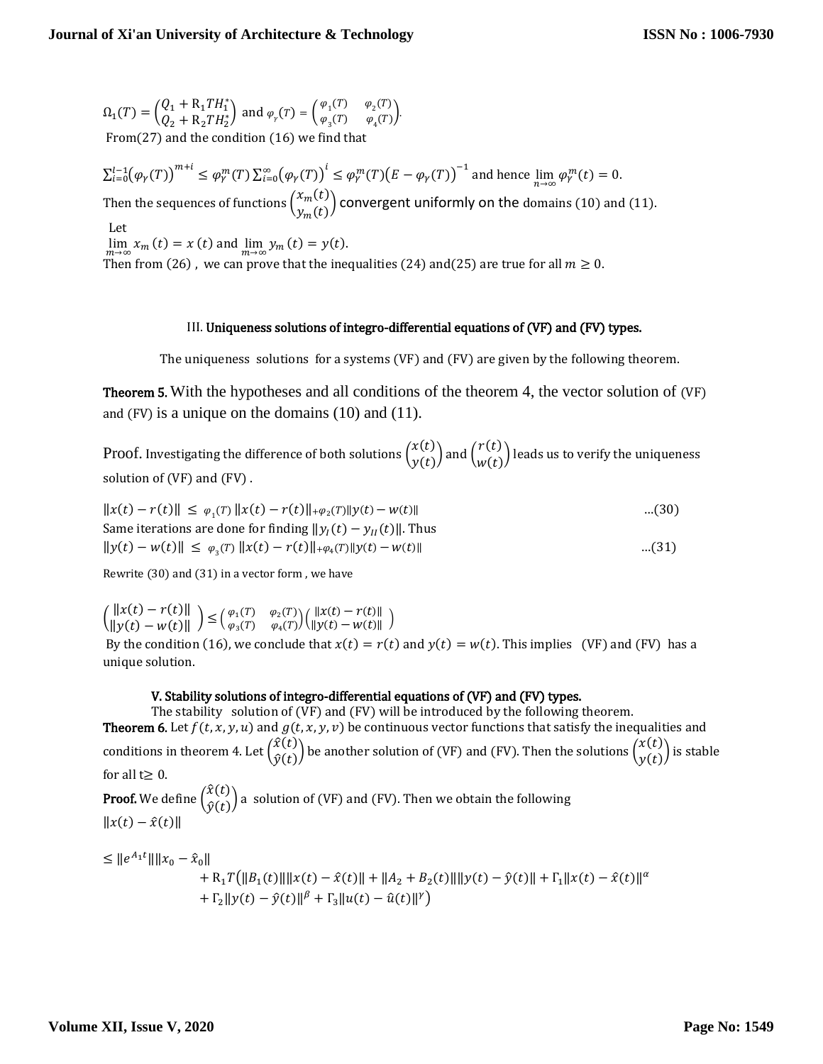$\Omega_1(T) = \begin{pmatrix} Q_1 + R_1 T H_1^* \\ Q_2 + R_2 T H_2^* \end{pmatrix}$ and $\varphi_\gamma(T) = \begin{pmatrix} \varphi_1(T) & \varphi_2(T) \\ \varphi_3(T) & \varphi_4(T) \end{pmatrix}$.

From(27) and the condition (16) we find that

$\sum_{i=0}^{l-1} (\varphi_\gamma(T))^{m+i} \le \varphi_\gamma^m(T) \sum_{i=0}^{\infty} (\varphi_\gamma(T))^i \le \varphi_\gamma^m(T) (E - \varphi_\gamma(T))^{-1}$ and hence $\lim_{n\to\infty} \varphi_\gamma^m(t) = 0$.

Then the sequences of functions $\begin{pmatrix} x_m(t) \\ y_m(t) \end{pmatrix}$ convergent uniformly on the domains (10) and (11).

Let

$\lim_{m\to\infty} x_m(t) = x(t)$ and $\lim_{m\to\infty} y_m(t) = y(t)$.

Then from (26) , we can prove that the inequalities (24) and(25) are true for all $m \ge 0$.

## III. Uniqueness solutions of integro-differential equations of (VF) and (FV) types.

The uniqueness solutions for a systems (VF) and (FV) are given by the following theorem.

**Theorem 5.** With the hypotheses and all conditions of the theorem 4, the vector solution of (VF) and (FV) is a unique on the domains (10) and (11).

Proof. Investigating the difference of both solutions $\begin{pmatrix} x(t) \\ y(t) \end{pmatrix}$ and $\begin{pmatrix} r(t) \\ w(t) \end{pmatrix}$ leads us to verify the uniqueness solution of (VF) and (FV) .

$$\|x(t) - r(t)\| \le \varphi_1(T) \|x(t) - r(t)\| + \varphi_2(T) \|y(t) - w(t)\| \quad \text{...(30)}$$

Same iterations are done for finding $\|y_I(t) - y_{II}(t)\|$. Thus

$$\|y(t) - w(t)\| \le \varphi_3(T) \|x(t) - r(t)\| + \varphi_4(T) \|y(t) - w(t)\| \quad \text{...(31)}$$

Rewrite (30) and (31) in a vector form , we have

$$\begin{pmatrix} \|x(t) - r(t)\| \\ \|y(t) - w(t)\| \end{pmatrix} \le \begin{pmatrix} \varphi_1(T) & \varphi_2(T) \\ \varphi_3(T) & \varphi_4(T) \end{pmatrix} \begin{pmatrix} \|x(t) - r(t)\| \\ \|y(t) - w(t)\| \end{pmatrix}$$

By the condition (16), we conclude that $x(t) = r(t)$ and $y(t) = w(t)$. This implies (VF) and (FV) has a unique solution.

## V. Stability solutions of integro-differential equations of (VF) and (FV) types.

The stability solution of (VF) and (FV) will be introduced by the following theorem.

**Theorem 6.** Let $f(t, x, y, u)$ and $g(t, x, y, v)$ be continuous vector functions that satisfy the inequalities and conditions in theorem 4. Let $\begin{pmatrix} \hat{x}(t) \\ \hat{y}(t) \end{pmatrix}$ be another solution of (VF) and (FV). Then the solutions $\begin{pmatrix} x(t) \\ y(t) \end{pmatrix}$ is stable for all $t \ge 0$.

**Proof.** We define $\begin{pmatrix} \hat{x}(t) \\ \hat{y}(t) \end{pmatrix}$ a solution of (VF) and (FV). Then we obtain the following

$$\|x(t) - \hat{x}(t)\|$$

$$\le \|e^{A_1 t}\| \|x_0 - \hat{x}_0\| + R_1 T \big( \|B_1(t)\| \|x(t) - \hat{x}(t)\| + \|A_2 + B_2(t)\| \|y(t) - \hat{y}(t)\| + \Gamma_1 \|x(t) - \hat{x}(t)\|^\alpha + \Gamma_2 \|y(t) - \hat{y}(t)\|^\beta + \Gamma_3 \|u(t) - \hat{u}(t)\|^\gamma \big)$$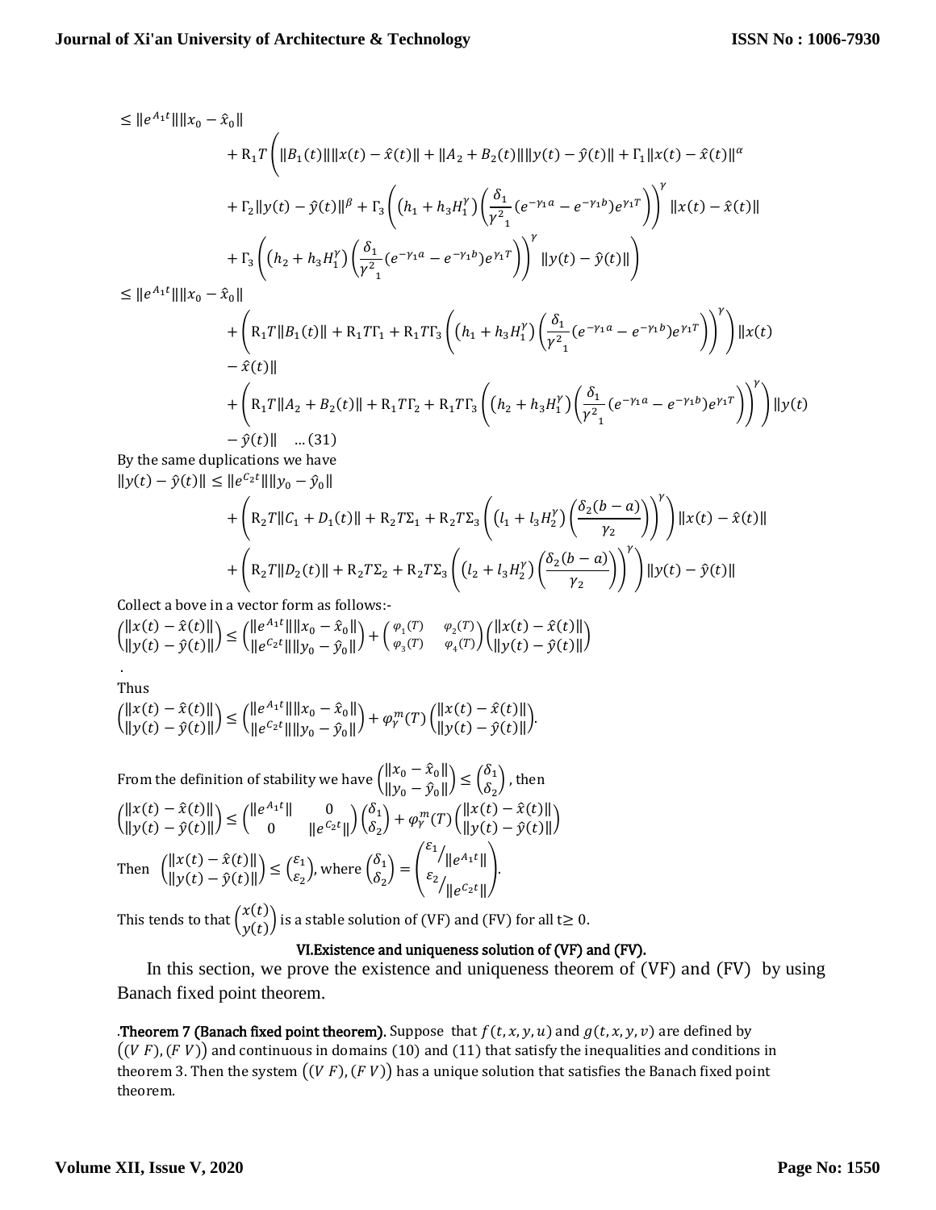$$
\begin{aligned}
&\leq \|e^{A_1 t}\|\|x_0-\hat{x}_0\| \\
&\quad + \mathrm{R}_1 T\left(\|B_1(t)\|\|x(t)-\hat{x}(t)\| + \|A_2+B_2(t)\|\|y(t)-\hat{y}(t)\| + \Gamma_1\|x(t)-\hat{x}(t)\|^{\alpha}\right. \\
&\quad + \Gamma_2\|y(t)-\hat{y}(t)\|^{\beta} + \Gamma_3\left(\left(h_1+h_3 H_1^{\gamma}\right)\left(\frac{\delta_1}{\gamma^2{}_1}(e^{-\gamma_1 a}-e^{-\gamma_1 b})e^{\gamma_1 T}\right)\right)^{\gamma}\|x(t)-\hat{x}(t)\| \\
&\quad \left. + \Gamma_3\left(\left(h_2+h_3 H_1^{\gamma}\right)\left(\frac{\delta_1}{\gamma^2{}_1}(e^{-\gamma_1 a}-e^{-\gamma_1 b})e^{\gamma_1 T}\right)\right)^{\gamma}\|y(t)-\hat{y}(t)\|\right) \\
&\leq \|e^{A_1 t}\|\|x_0-\hat{x}_0\| \\
&\quad + \left(\mathrm{R}_1 T\|B_1(t)\| + \mathrm{R}_1 T\Gamma_1 + \mathrm{R}_1 T\Gamma_3\left(\left(h_1+h_3 H_1^{\gamma}\right)\left(\frac{\delta_1}{\gamma^2{}_1}(e^{-\gamma_1 a}-e^{-\gamma_1 b})e^{\gamma_1 T}\right)\right)^{\gamma}\right)\|x(t) \\
&\quad - \hat{x}(t)\| \\
&\quad + \left(\mathrm{R}_1 T\|A_2+B_2(t)\| + \mathrm{R}_1 T\Gamma_2 + \mathrm{R}_1 T\Gamma_3\left(\left(h_2+h_3 H_1^{\gamma}\right)\left(\frac{\delta_1}{\gamma^2{}_1}(e^{-\gamma_1 a}-e^{-\gamma_1 b})e^{\gamma_1 T}\right)\right)^{\gamma}\right)\|y(t) \\
&\quad - \hat{y}(t)\| \quad \ldots(31)
\end{aligned}
$$

By the same duplications we have

$$
\begin{aligned}
\|y(t)-\hat{y}(t)\| &\leq \|e^{C_2 t}\|\|y_0-\hat{y}_0\| \\
&\quad + \left(\mathrm{R}_2 T\|C_1+D_1(t)\| + \mathrm{R}_2 T\Sigma_1 + \mathrm{R}_2 T\Sigma_3\left(\left(l_1+l_3 H_2^{\gamma}\right)\left(\frac{\delta_2(b-a)}{\gamma_2}\right)\right)^{\gamma}\right)\|x(t)-\hat{x}(t)\| \\
&\quad + \left(\mathrm{R}_2 T\|D_2(t)\| + \mathrm{R}_2 T\Sigma_2 + \mathrm{R}_2 T\Sigma_3\left(\left(l_2+l_3 H_2^{\gamma}\right)\left(\frac{\delta_2(b-a)}{\gamma_2}\right)\right)^{\gamma}\right)\|y(t)-\hat{y}(t)\|
\end{aligned}
$$

Collect a bove in a vector form as follows:-

$$
\begin{pmatrix}\|x(t)-\hat{x}(t)\| \\ \|y(t)-\hat{y}(t)\|\end{pmatrix} \leq \begin{pmatrix}\|e^{A_1 t}\|\|x_0-\hat{x}_0\| \\ \|e^{C_2 t}\|\|y_0-\hat{y}_0\|\end{pmatrix} + \begin{pmatrix}\varphi_1(T) & \varphi_2(T) \\ \varphi_3(T) & \varphi_4(T)\end{pmatrix}\begin{pmatrix}\|x(t)-\hat{x}(t)\| \\ \|y(t)-\hat{y}(t)\|\end{pmatrix}
$$

.

Thus

$$
\begin{pmatrix}\|x(t)-\hat{x}(t)\| \\ \|y(t)-\hat{y}(t)\|\end{pmatrix} \leq \begin{pmatrix}\|e^{A_1 t}\|\|x_0-\hat{x}_0\| \\ \|e^{C_2 t}\|\|y_0-\hat{y}_0\|\end{pmatrix} + \varphi_{\gamma}^{m}(T)\begin{pmatrix}\|x(t)-\hat{x}(t)\| \\ \|y(t)-\hat{y}(t)\|\end{pmatrix}.
$$

From the definition of stability we have $\begin{pmatrix}\|x_0-\hat{x}_0\| \\ \|y_0-\hat{y}_0\|\end{pmatrix} \leq \begin{pmatrix}\delta_1 \\ \delta_2\end{pmatrix}$, then

$$
\begin{pmatrix}\|x(t)-\hat{x}(t)\| \\ \|y(t)-\hat{y}(t)\|\end{pmatrix} \leq \begin{pmatrix}\|e^{A_1 t}\| & 0 \\ 0 & \|e^{C_2 t}\|\end{pmatrix}\begin{pmatrix}\delta_1 \\ \delta_2\end{pmatrix} + \varphi_{\gamma}^{m}(T)\begin{pmatrix}\|x(t)-\hat{x}(t)\| \\ \|y(t)-\hat{y}(t)\|\end{pmatrix}
$$

Then $\begin{pmatrix}\|x(t)-\hat{x}(t)\| \\ \|y(t)-\hat{y}(t)\|\end{pmatrix} \leq \begin{pmatrix}\varepsilon_1 \\ \varepsilon_2\end{pmatrix}$, where $\begin{pmatrix}\delta_1 \\ \delta_2\end{pmatrix} = \begin{pmatrix}\varepsilon_1/\|e^{A_1 t}\| \\ \varepsilon_2/\|e^{C_2 t}\|\end{pmatrix}$.

This tends to that $\begin{pmatrix}x(t) \\ y(t)\end{pmatrix}$ is a stable solution of (VF) and (FV) for all $t \geq 0$.

## VI.Existence and uniqueness solution of (VF) and (FV).

In this section, we prove the existence and uniqueness theorem of (VF) and (FV) by using Banach fixed point theorem.

.**Theorem 7 (Banach fixed point theorem).** Suppose that $f(t,x,y,u)$ and $g(t,x,y,v)$ are defined by $((V\,F),(F\,V))$ and continuous in domains (10) and (11) that satisfy the inequalities and conditions in theorem 3. Then the system $((V\,F),(F\,V))$ has a unique solution that satisfies the Banach fixed point theorem.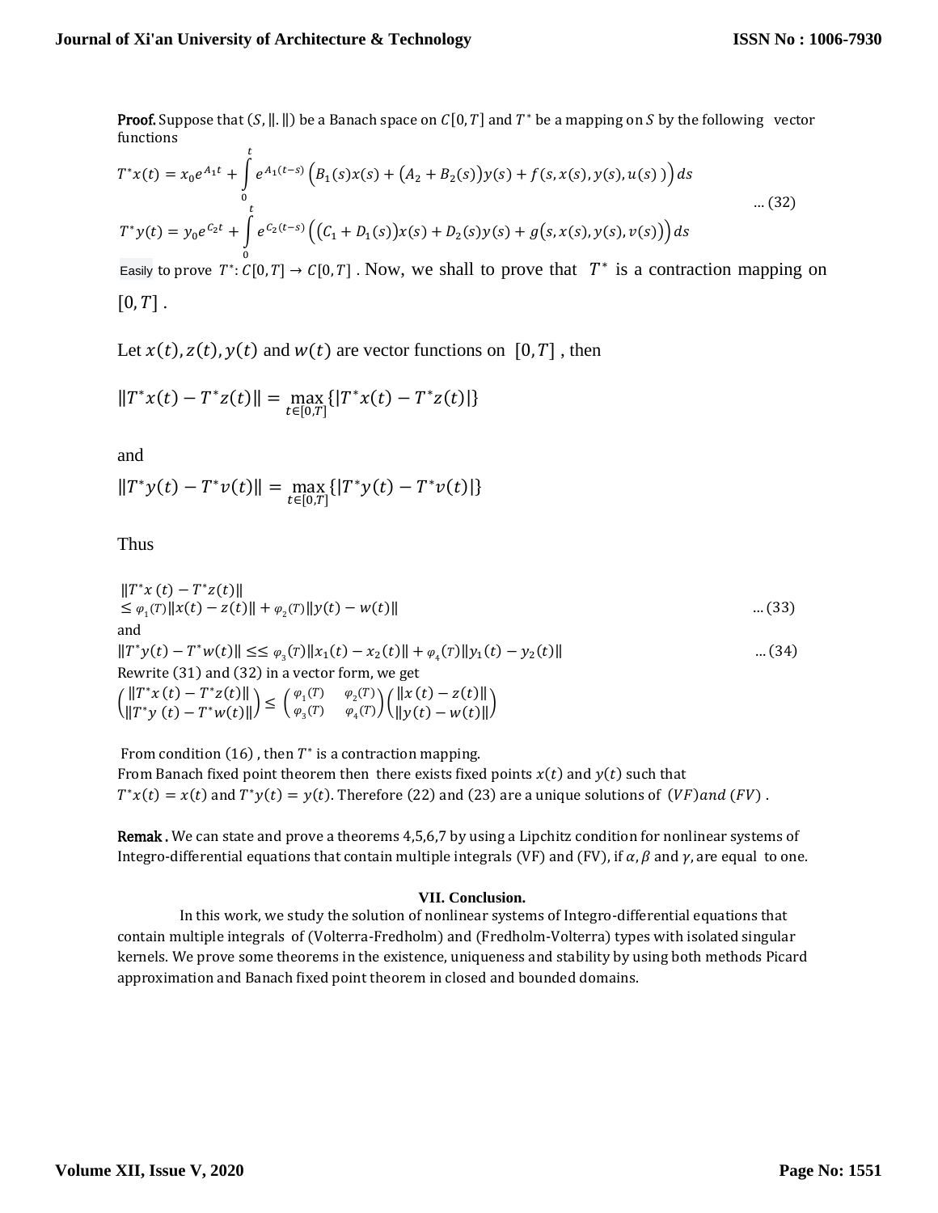**Proof.** Suppose that $(S, \|.\|)$ be a Banach space on $C[0,T]$ and $T^*$ be a mapping on $S$ by the following vector functions

$$T^*x(t) = x_0 e^{A_1 t} + \int_0^t e^{A_1(t-s)} \Big(B_1(s)x(s) + \big(A_2 + B_2(s)\big)y(s) + f(s, x(s), y(s), u(s)\,)\Big)\,ds$$

$$T^*y(t) = y_0 e^{C_2 t} + \int_0^t e^{C_2(t-s)} \Big(\big(C_1 + D_1(s)\big)x(s) + D_2(s)y(s) + g\big(s, x(s), y(s), v(s)\big)\Big)\,ds \qquad \ldots (32)$$

Easily to prove $T^*: C[0,T] \to C[0,T]$ . Now, we shall to prove that $T^*$ is a contraction mapping on $[0,T]$ .

Let $x(t), z(t), y(t)$ and $w(t)$ are vector functions on $[0,T]$ , then

$$\|T^*x(t) - T^*z(t)\| = \max_{t\in[0,T]} \{|T^*x(t) - T^*z(t)|\}$$

and

$$\|T^*y(t) - T^*v(t)\| = \max_{t\in[0,T]} \{|T^*y(t) - T^*v(t)|\}$$

Thus

$$\|T^*x\,(t) - T^*z(t)\| \le \varphi_1(T)\|x(t) - z(t)\| + \varphi_2(T)\|y(t) - w(t)\| \qquad \ldots (33)$$

and

$$\|T^*y(t) - T^*w(t)\| \le\le \varphi_3(T)\|x_1(t) - x_2(t)\| + \varphi_4(T)\|y_1(t) - y_2(t)\| \qquad \ldots (34)$$

Rewrite (31) and (32) in a vector form, we get

$$\begin{pmatrix} \|T^*x\,(t) - T^*z(t)\| \\ \|T^*y\,(t) - T^*w(t)\| \end{pmatrix} \le \begin{pmatrix} \varphi_1(T) & \varphi_2(T) \\ \varphi_3(T) & \varphi_4(T) \end{pmatrix} \begin{pmatrix} \|x\,(t) - z(t)\| \\ \|y\,(t) - w(t)\| \end{pmatrix}$$

From condition (16) , then $T^*$ is a contraction mapping.
From Banach fixed point theorem then there exists fixed points $x(t)$ and $y(t)$ such that $T^*x(t) = x(t)$ and $T^*y(t) = y(t)$. Therefore (22) and (23) are a unique solutions of $(VF)$ and $(FV)$ .

**Remak .** We can state and prove a theorems 4,5,6,7 by using a Lipchitz condition for nonlinear systems of Integro-differential equations that contain multiple integrals (VF) and (FV), if $\alpha, \beta$ and $\gamma$, are equal to one.

## VII. Conclusion.

In this work, we study the solution of nonlinear systems of Integro-differential equations that contain multiple integrals of (Volterra-Fredholm) and (Fredholm-Volterra) types with isolated singular kernels. We prove some theorems in the existence, uniqueness and stability by using both methods Picard approximation and Banach fixed point theorem in closed and bounded domains.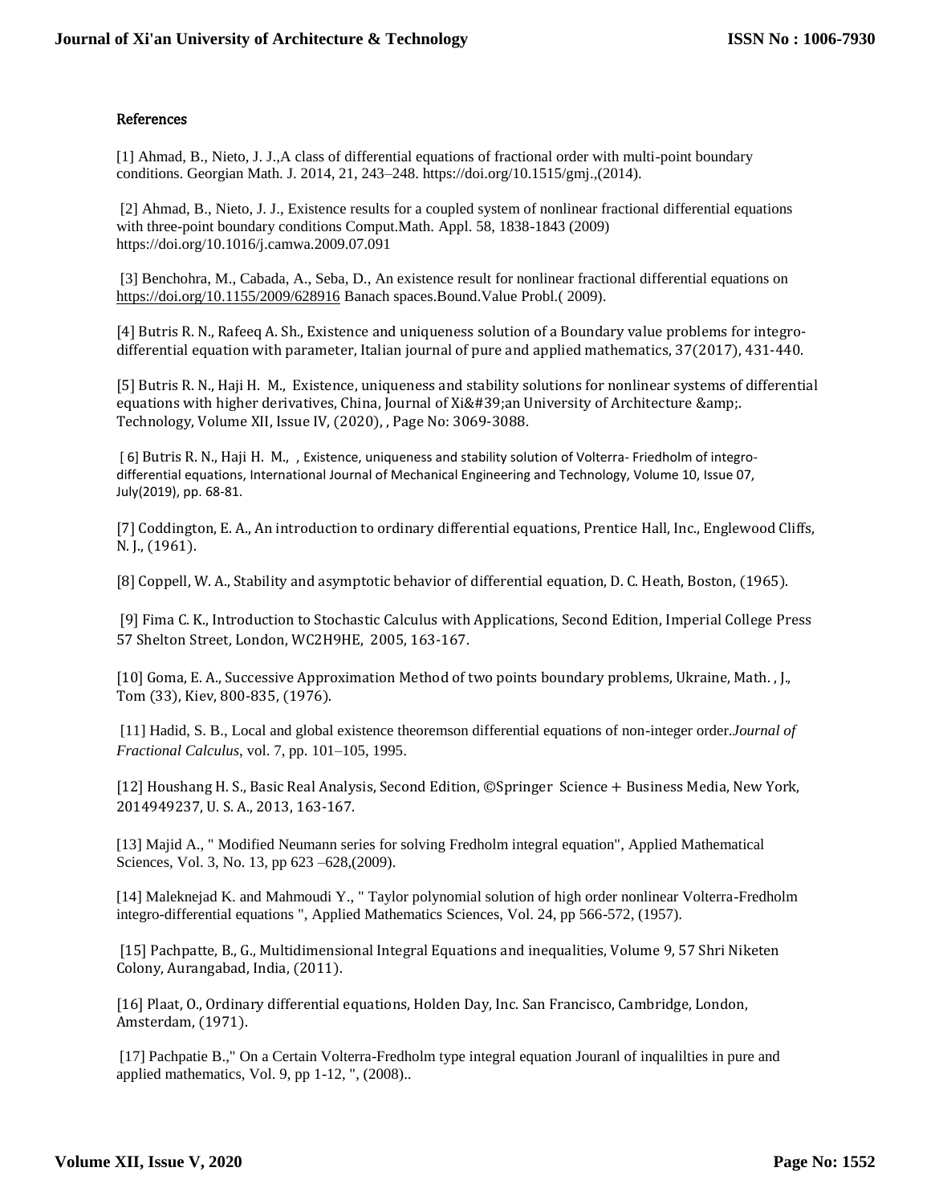## References

[1] Ahmad, B., Nieto, J. J.,A class of differential equations of fractional order with multi-point boundary conditions. Georgian Math. J. 2014, 21, 243–248. https://doi.org/10.1515/gmj.,(2014).

[2] Ahmad, B., Nieto, J. J., Existence results for a coupled system of nonlinear fractional differential equations with three-point boundary conditions Comput.Math. Appl. 58, 1838-1843 (2009) https://doi.org/10.1016/j.camwa.2009.07.091

[3] Benchohra, M., Cabada, A., Seba, D., An existence result for nonlinear fractional differential equations on https://doi.org/10.1155/2009/628916 Banach spaces.Bound.Value Probl.( 2009).

[4] Butris R. N., Rafeeq A. Sh., Existence and uniqueness solution of a Boundary value problems for integro-differential equation with parameter, Italian journal of pure and applied mathematics, 37(2017), 431-440.

[5] Butris R. N., Haji H. M., Existence, uniqueness and stability solutions for nonlinear systems of differential equations with higher derivatives, China, Journal of Xi&#39;an University of Architecture &amp;. Technology, Volume XII, Issue IV, (2020), , Page No: 3069-3088.

[ 6] Butris R. N., Haji H. M., , Existence, uniqueness and stability solution of Volterra- Friedholm of integro-differential equations, International Journal of Mechanical Engineering and Technology, Volume 10, Issue 07, July(2019), pp. 68-81.

[7] Coddington, E. A., An introduction to ordinary differential equations, Prentice Hall, Inc., Englewood Cliffs, N. J., (1961).

[8] Coppell, W. A., Stability and asymptotic behavior of differential equation, D. C. Heath, Boston, (1965).

[9] Fima C. K., Introduction to Stochastic Calculus with Applications, Second Edition, Imperial College Press 57 Shelton Street, London, WC2H9HE, 2005, 163-167.

[10] Goma, E. A., Successive Approximation Method of two points boundary problems, Ukraine, Math. , J., Tom (33), Kiev, 800-835, (1976).

[11] Hadid, S. B., Local and global existence theoremson differential equations of non-integer order.*Journal of Fractional Calculus*, vol. 7, pp. 101–105, 1995.

[12] Houshang H. S., Basic Real Analysis, Second Edition, ©Springer Science + Business Media, New York, 2014949237, U. S. A., 2013, 163-167.

[13] Majid A., " Modified Neumann series for solving Fredholm integral equation", Applied Mathematical Sciences, Vol. 3, No. 13, pp 623 –628,(2009).

[14] Maleknejad K. and Mahmoudi Y., " Taylor polynomial solution of high order nonlinear Volterra-Fredholm integro-differential equations ", Applied Mathematics Sciences, Vol. 24, pp 566-572, (1957).

[15] Pachpatte, B., G., Multidimensional Integral Equations and inequalities, Volume 9, 57 Shri Niketen Colony, Aurangabad, India, (2011).

[16] Plaat, O., Ordinary differential equations, Holden Day, Inc. San Francisco, Cambridge, London, Amsterdam, (1971).

[17] Pachpatie B.," On a Certain Volterra-Fredholm type integral equation Jouranl of inqualilties in pure and applied mathematics, Vol. 9, pp 1-12, ", (2008)..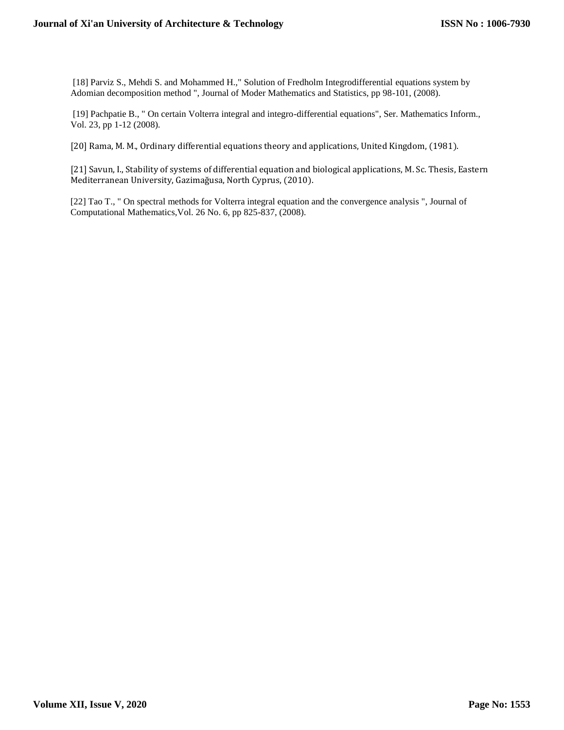[18] Parviz S., Mehdi S. and Mohammed H.," Solution of Fredholm Integrodifferential equations system by Adomian decomposition method ", Journal of Moder Mathematics and Statistics, pp 98-101, (2008).

[19] Pachpatie B., " On certain Volterra integral and integro-differential equations", Ser. Mathematics Inform., Vol. 23, pp 1-12 (2008).

[20] Rama, M. M., Ordinary differential equations theory and applications, United Kingdom, (1981).

[21] Savun, I., Stability of systems of differential equation and biological applications, M. Sc. Thesis, Eastern Mediterranean University, Gazimağusa, North Cyprus, (2010).

[22] Tao T., " On spectral methods for Volterra integral equation and the convergence analysis ", Journal of Computational Mathematics,Vol. 26 No. 6, pp 825-837, (2008).